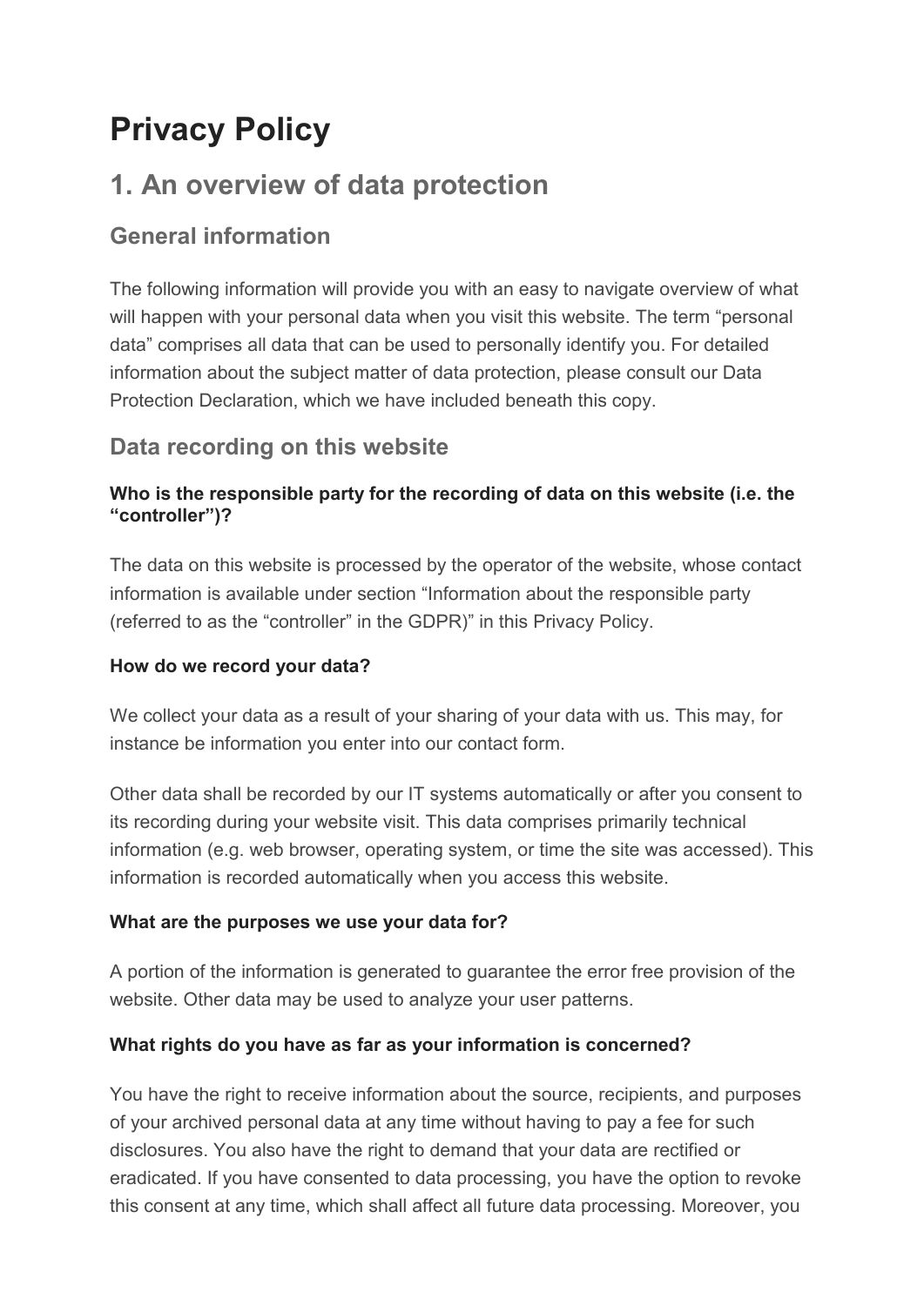# Privacy Policy

## 1. An overview of data protection

### General information

The following information will provide you with an easy to navigate overview of what will happen with your personal data when you visit this website. The term "personal data" comprises all data that can be used to personally identify you. For detailed information about the subject matter of data protection, please consult our Data Protection Declaration, which we have included beneath this copy.

### Data recording on this website

**Who is the responsible party for the recording of data on this website (i.e. the "controller")?**

The data on this website is processed by the operator of the website, whose contact information is available under section "Information about the responsible party (referred to as the "controller" in the GDPR)" in this Privacy Policy.

**How do we record your data?**

We collect your data as a result of your sharing of your data with us. This may, for instance be information you enter into our contact form.

Other data shall be recorded by our IT systems automatically or after you consent to its recording during your website visit. This data comprises primarily technical information (e.g. web browser, operating system, or time the site was accessed). This information is recorded automatically when you access this website.

**What are the purposes we use your data for?**

A portion of the information is generated to guarantee the error free provision of the website. Other data may be used to analyze your user patterns.

**What rights do you have as far as your information is concerned?**

You have the right to receive information about the source, recipients, and purposes of your archived personal data at any time without having to pay a fee for such disclosures. You also have the right to demand that your data are rectified or eradicated. If you have consented to data processing, you have the option to revoke this consent at any time, which shall affect all future data processing. Moreover, you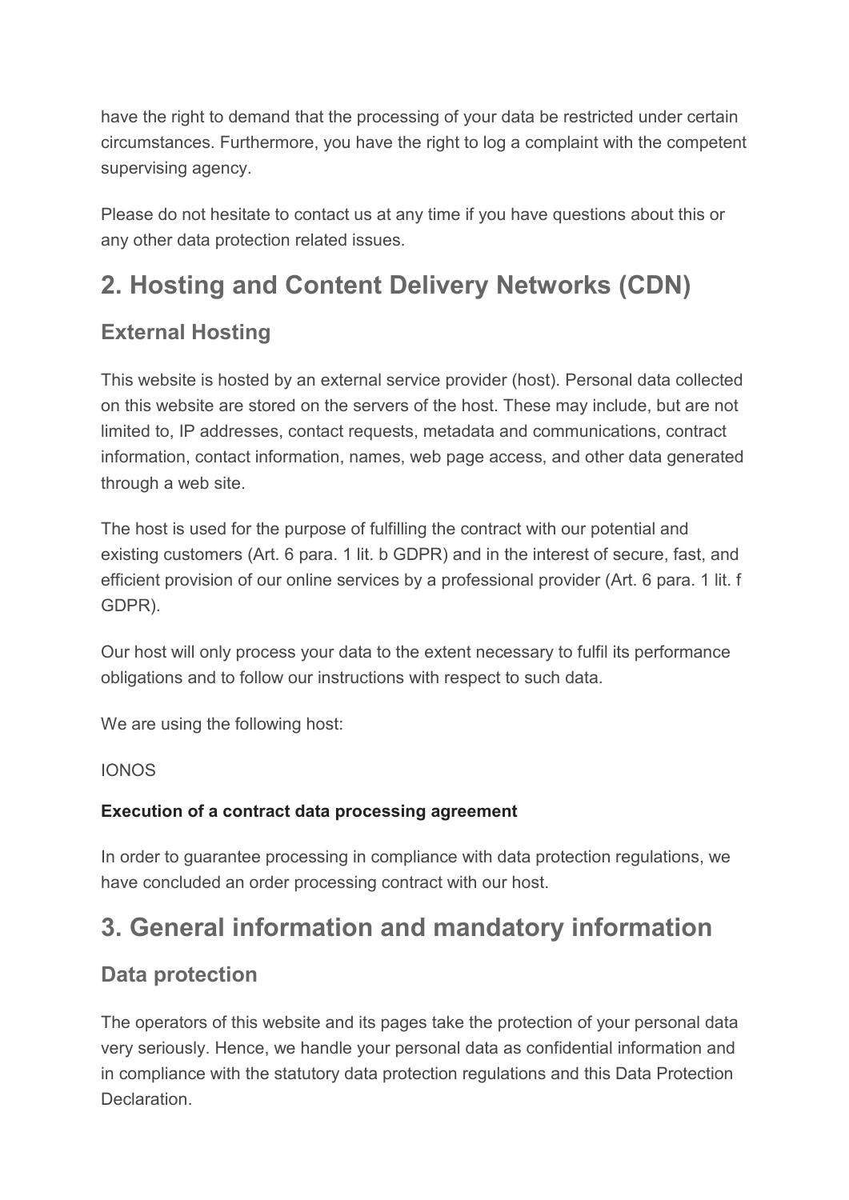have the right to demand that the processing of your data be restricted under certain circumstances. Furthermore, you have the right to log a complaint with the competent supervising agency.

Please do not hesitate to contact us at any time if you have questions about this or any other data protection related issues.

## 2. Hosting and Content Delivery Networks (CDN)

### External Hosting

This website is hosted by an external service provider (host). Personal data collected on this website are stored on the servers of the host. These may include, but are not limited to, IP addresses, contact requests, metadata and communications, contract information, contact information, names, web page access, and other data generated through a web site.

The host is used for the purpose of fulfilling the contract with our potential and existing customers (Art. 6 para. 1 lit. b GDPR) and in the interest of secure, fast, and efficient provision of our online services by a professional provider (Art. 6 para. 1 lit. f GDPR).

Our host will only process your data to the extent necessary to fulfil its performance obligations and to follow our instructions with respect to such data.

We are using the following host:

IONOS

**Execution of a contract data processing agreement**

In order to guarantee processing in compliance with data protection regulations, we have concluded an order processing contract with our host.

## 3. General information and mandatory information

### Data protection

The operators of this website and its pages take the protection of your personal data very seriously. Hence, we handle your personal data as confidential information and in compliance with the statutory data protection regulations and this Data Protection Declaration.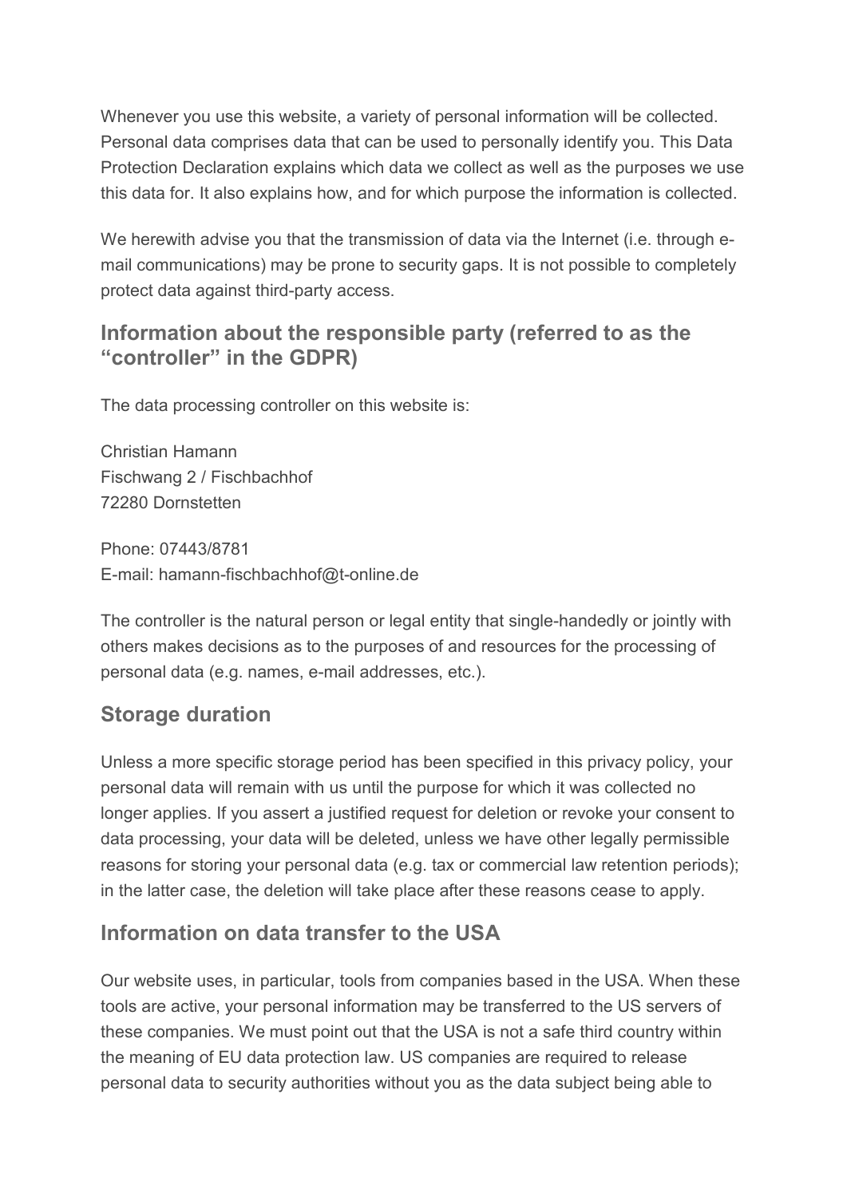Whenever you use this website, a variety of personal information will be collected. Personal data comprises data that can be used to personally identify you. This Data Protection Declaration explains which data we collect as well as the purposes we use this data for. It also explains how, and for which purpose the information is collected.

We herewith advise you that the transmission of data via the Internet (i.e. through e-mail communications) may be prone to security gaps. It is not possible to completely protect data against third-party access.

## Information about the responsible party (referred to as the "controller" in the GDPR)

The data processing controller on this website is:

Christian Hamann
Fischwang 2 / Fischbachhof
72280 Dornstetten

Phone: 07443/8781
E-mail: hamann-fischbachhof@t-online.de

The controller is the natural person or legal entity that single-handedly or jointly with others makes decisions as to the purposes of and resources for the processing of personal data (e.g. names, e-mail addresses, etc.).

## Storage duration

Unless a more specific storage period has been specified in this privacy policy, your personal data will remain with us until the purpose for which it was collected no longer applies. If you assert a justified request for deletion or revoke your consent to data processing, your data will be deleted, unless we have other legally permissible reasons for storing your personal data (e.g. tax or commercial law retention periods); in the latter case, the deletion will take place after these reasons cease to apply.

## Information on data transfer to the USA

Our website uses, in particular, tools from companies based in the USA. When these tools are active, your personal information may be transferred to the US servers of these companies. We must point out that the USA is not a safe third country within the meaning of EU data protection law. US companies are required to release personal data to security authorities without you as the data subject being able to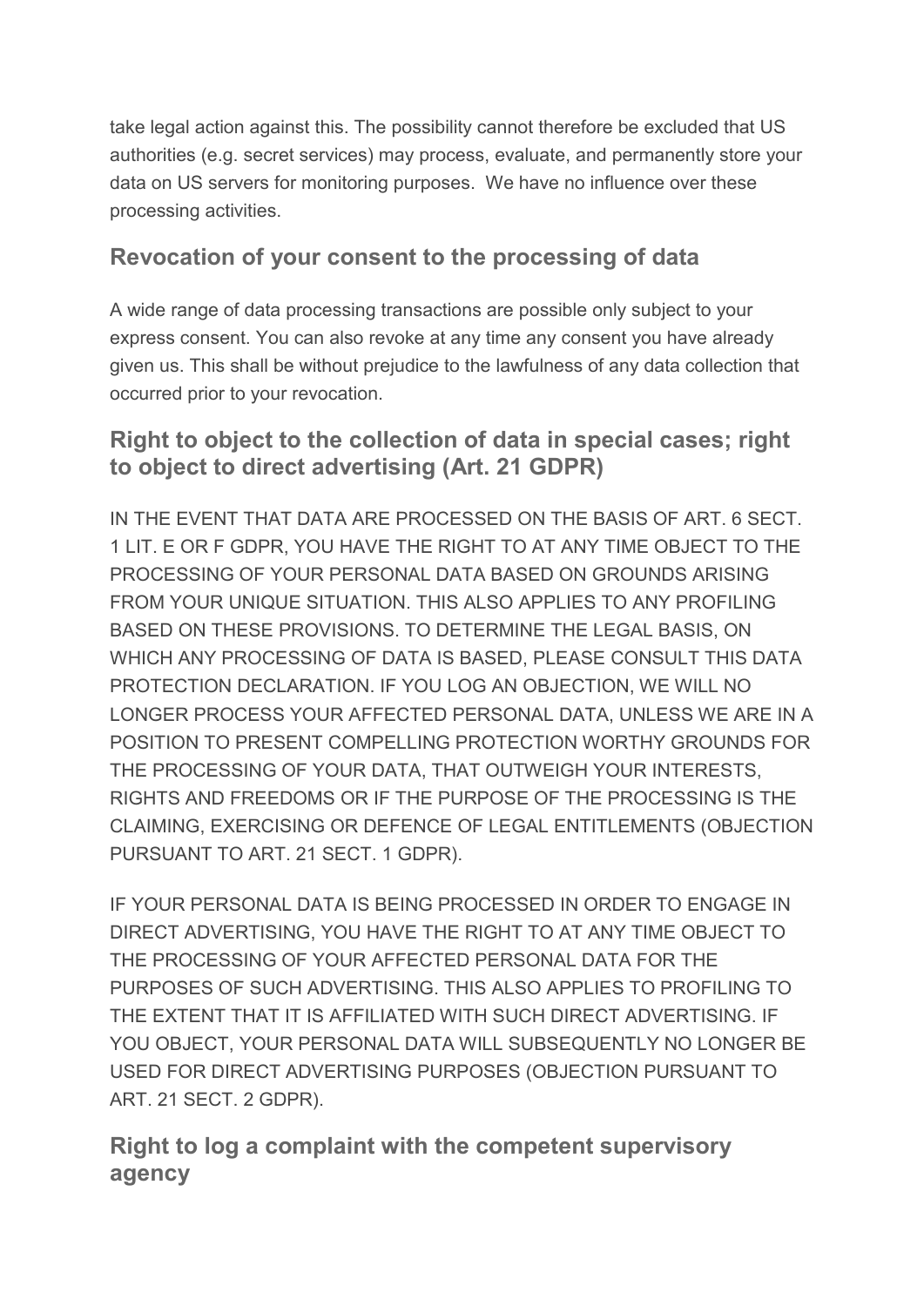take legal action against this. The possibility cannot therefore be excluded that US authorities (e.g. secret services) may process, evaluate, and permanently store your data on US servers for monitoring purposes. We have no influence over these processing activities.

## Revocation of your consent to the processing of data

A wide range of data processing transactions are possible only subject to your express consent. You can also revoke at any time any consent you have already given us. This shall be without prejudice to the lawfulness of any data collection that occurred prior to your revocation.

## Right to object to the collection of data in special cases; right to object to direct advertising (Art. 21 GDPR)

IN THE EVENT THAT DATA ARE PROCESSED ON THE BASIS OF ART. 6 SECT. 1 LIT. E OR F GDPR, YOU HAVE THE RIGHT TO AT ANY TIME OBJECT TO THE PROCESSING OF YOUR PERSONAL DATA BASED ON GROUNDS ARISING FROM YOUR UNIQUE SITUATION. THIS ALSO APPLIES TO ANY PROFILING BASED ON THESE PROVISIONS. TO DETERMINE THE LEGAL BASIS, ON WHICH ANY PROCESSING OF DATA IS BASED, PLEASE CONSULT THIS DATA PROTECTION DECLARATION. IF YOU LOG AN OBJECTION, WE WILL NO LONGER PROCESS YOUR AFFECTED PERSONAL DATA, UNLESS WE ARE IN A POSITION TO PRESENT COMPELLING PROTECTION WORTHY GROUNDS FOR THE PROCESSING OF YOUR DATA, THAT OUTWEIGH YOUR INTERESTS, RIGHTS AND FREEDOMS OR IF THE PURPOSE OF THE PROCESSING IS THE CLAIMING, EXERCISING OR DEFENCE OF LEGAL ENTITLEMENTS (OBJECTION PURSUANT TO ART. 21 SECT. 1 GDPR).

IF YOUR PERSONAL DATA IS BEING PROCESSED IN ORDER TO ENGAGE IN DIRECT ADVERTISING, YOU HAVE THE RIGHT TO AT ANY TIME OBJECT TO THE PROCESSING OF YOUR AFFECTED PERSONAL DATA FOR THE PURPOSES OF SUCH ADVERTISING. THIS ALSO APPLIES TO PROFILING TO THE EXTENT THAT IT IS AFFILIATED WITH SUCH DIRECT ADVERTISING. IF YOU OBJECT, YOUR PERSONAL DATA WILL SUBSEQUENTLY NO LONGER BE USED FOR DIRECT ADVERTISING PURPOSES (OBJECTION PURSUANT TO ART. 21 SECT. 2 GDPR).

## Right to log a complaint with the competent supervisory agency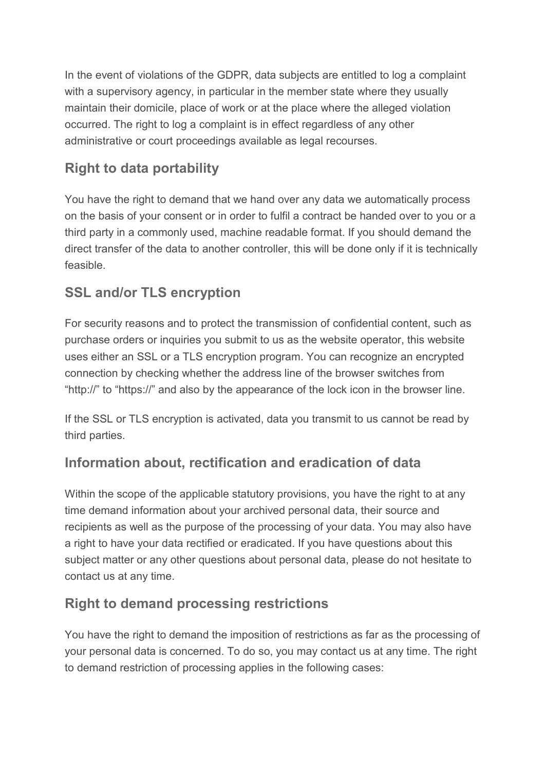In the event of violations of the GDPR, data subjects are entitled to log a complaint with a supervisory agency, in particular in the member state where they usually maintain their domicile, place of work or at the place where the alleged violation occurred. The right to log a complaint is in effect regardless of any other administrative or court proceedings available as legal recourses.

## Right to data portability

You have the right to demand that we hand over any data we automatically process on the basis of your consent or in order to fulfil a contract be handed over to you or a third party in a commonly used, machine readable format. If you should demand the direct transfer of the data to another controller, this will be done only if it is technically feasible.

## SSL and/or TLS encryption

For security reasons and to protect the transmission of confidential content, such as purchase orders or inquiries you submit to us as the website operator, this website uses either an SSL or a TLS encryption program. You can recognize an encrypted connection by checking whether the address line of the browser switches from “http://” to “https://” and also by the appearance of the lock icon in the browser line.

If the SSL or TLS encryption is activated, data you transmit to us cannot be read by third parties.

## Information about, rectification and eradication of data

Within the scope of the applicable statutory provisions, you have the right to at any time demand information about your archived personal data, their source and recipients as well as the purpose of the processing of your data. You may also have a right to have your data rectified or eradicated. If you have questions about this subject matter or any other questions about personal data, please do not hesitate to contact us at any time.

## Right to demand processing restrictions

You have the right to demand the imposition of restrictions as far as the processing of your personal data is concerned. To do so, you may contact us at any time. The right to demand restriction of processing applies in the following cases: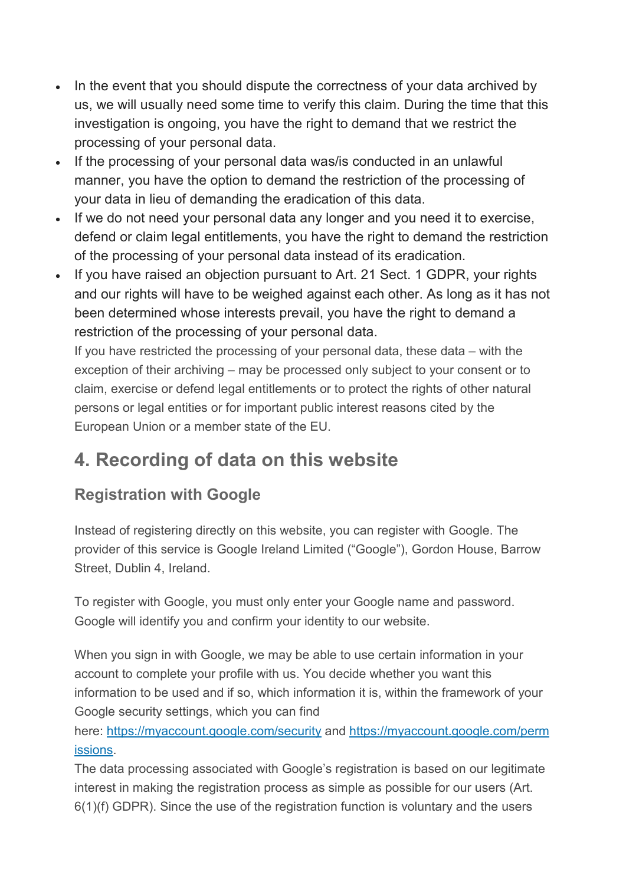- In the event that you should dispute the correctness of your data archived by us, we will usually need some time to verify this claim. During the time that this investigation is ongoing, you have the right to demand that we restrict the processing of your personal data.
- If the processing of your personal data was/is conducted in an unlawful manner, you have the option to demand the restriction of the processing of your data in lieu of demanding the eradication of this data.
- If we do not need your personal data any longer and you need it to exercise, defend or claim legal entitlements, you have the right to demand the restriction of the processing of your personal data instead of its eradication.
- If you have raised an objection pursuant to Art. 21 Sect. 1 GDPR, your rights and our rights will have to be weighed against each other. As long as it has not been determined whose interests prevail, you have the right to demand a restriction of the processing of your personal data.

  If you have restricted the processing of your personal data, these data – with the exception of their archiving – may be processed only subject to your consent or to claim, exercise or defend legal entitlements or to protect the rights of other natural persons or legal entities or for important public interest reasons cited by the European Union or a member state of the EU.

## 4. Recording of data on this website

### Registration with Google

Instead of registering directly on this website, you can register with Google. The provider of this service is Google Ireland Limited ("Google"), Gordon House, Barrow Street, Dublin 4, Ireland.

To register with Google, you must only enter your Google name and password. Google will identify you and confirm your identity to our website.

When you sign in with Google, we may be able to use certain information in your account to complete your profile with us. You decide whether you want this information to be used and if so, which information it is, within the framework of your Google security settings, which you can find here: [https://myaccount.google.com/security](https://myaccount.google.com/security) and [https://myaccount.google.com/permissions](https://myaccount.google.com/permissions).
The data processing associated with Google's registration is based on our legitimate interest in making the registration process as simple as possible for our users (Art. 6(1)(f) GDPR). Since the use of the registration function is voluntary and the users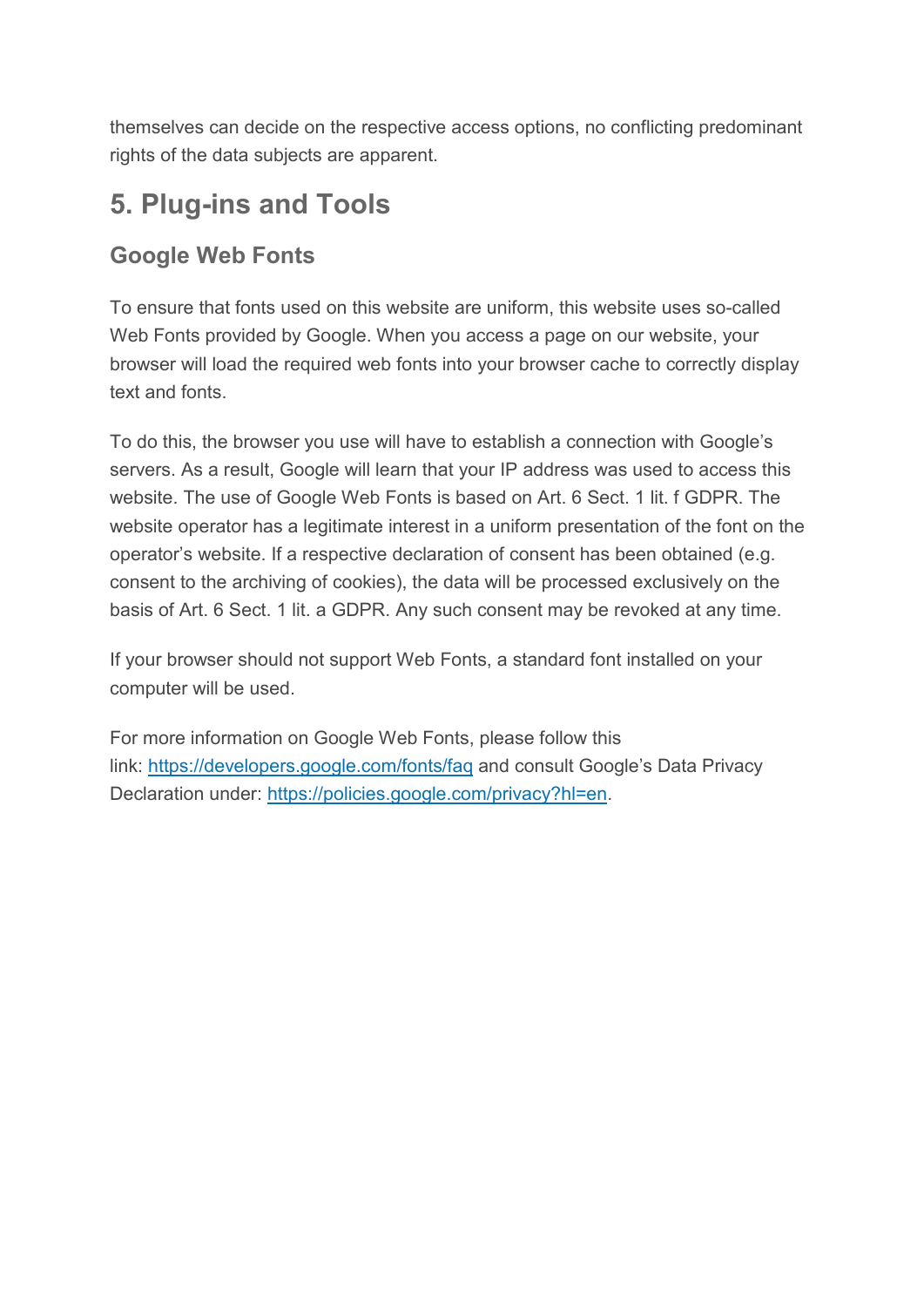themselves can decide on the respective access options, no conflicting predominant rights of the data subjects are apparent.

## 5. Plug-ins and Tools

### Google Web Fonts

To ensure that fonts used on this website are uniform, this website uses so-called Web Fonts provided by Google. When you access a page on our website, your browser will load the required web fonts into your browser cache to correctly display text and fonts.

To do this, the browser you use will have to establish a connection with Google's servers. As a result, Google will learn that your IP address was used to access this website. The use of Google Web Fonts is based on Art. 6 Sect. 1 lit. f GDPR. The website operator has a legitimate interest in a uniform presentation of the font on the operator's website. If a respective declaration of consent has been obtained (e.g. consent to the archiving of cookies), the data will be processed exclusively on the basis of Art. 6 Sect. 1 lit. a GDPR. Any such consent may be revoked at any time.

If your browser should not support Web Fonts, a standard font installed on your computer will be used.

For more information on Google Web Fonts, please follow this link: [https://developers.google.com/fonts/faq](https://developers.google.com/fonts/faq) and consult Google's Data Privacy Declaration under: [https://policies.google.com/privacy?hl=en](https://policies.google.com/privacy?hl=en).